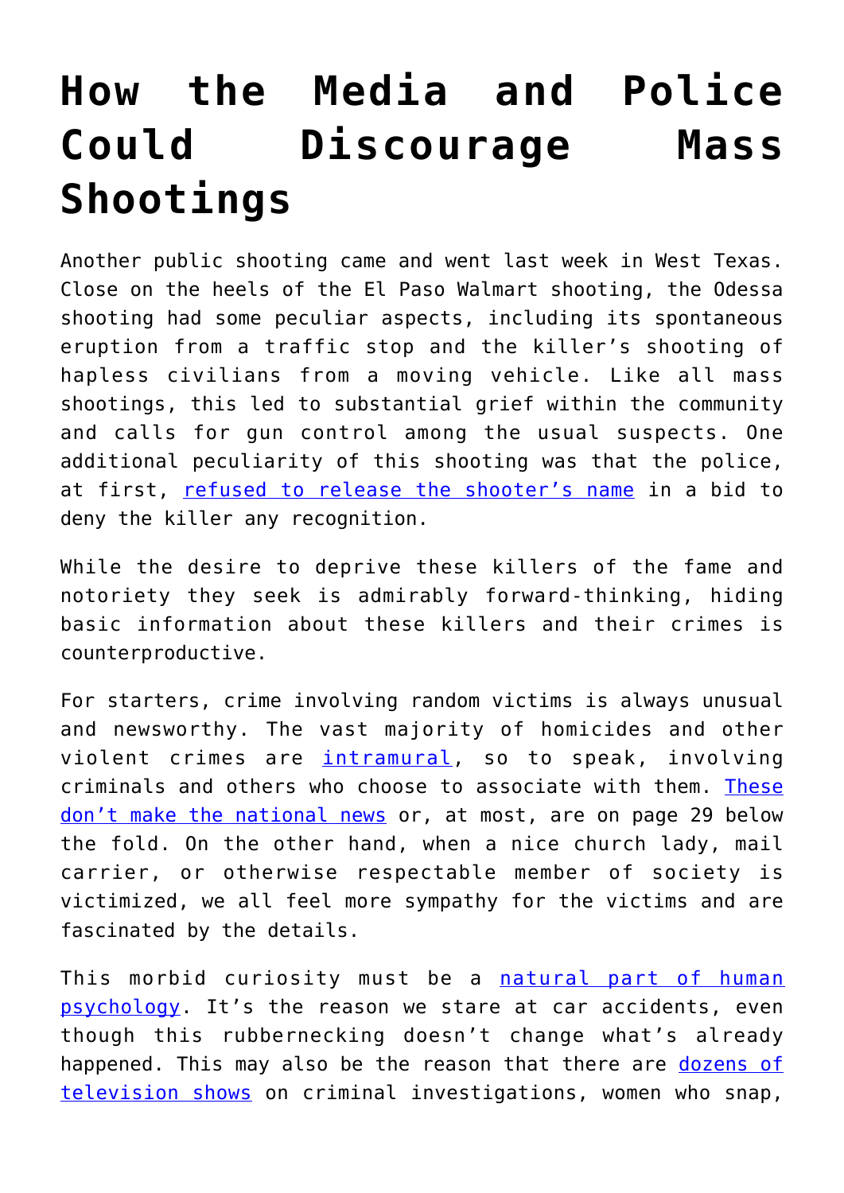# How the Media and Police Could Discourage Mass Shootings

Another public shooting came and went last week in West Texas. Close on the heels of the El Paso Walmart shooting, the Odessa shooting had some peculiar aspects, including its spontaneous eruption from a traffic stop and the killer's shooting of hapless civilians from a moving vehicle. Like all mass shootings, this led to substantial grief within the community and calls for gun control among the usual suspects. One additional peculiarity of this shooting was that the police, at first, refused to release the shooter's name in a bid to deny the killer any recognition.

While the desire to deprive these killers of the fame and notoriety they seek is admirably forward-thinking, hiding basic information about these killers and their crimes is counterproductive.

For starters, crime involving random victims is always unusual and newsworthy. The vast majority of homicides and other violent crimes are intramural, so to speak, involving criminals and others who choose to associate with them. These don't make the national news or, at most, are on page 29 below the fold. On the other hand, when a nice church lady, mail carrier, or otherwise respectable member of society is victimized, we all feel more sympathy for the victims and are fascinated by the details.

This morbid curiosity must be a natural part of human psychology. It's the reason we stare at car accidents, even though this rubbernecking doesn't change what's already happened. This may also be the reason that there are dozens of television shows on criminal investigations, women who snap,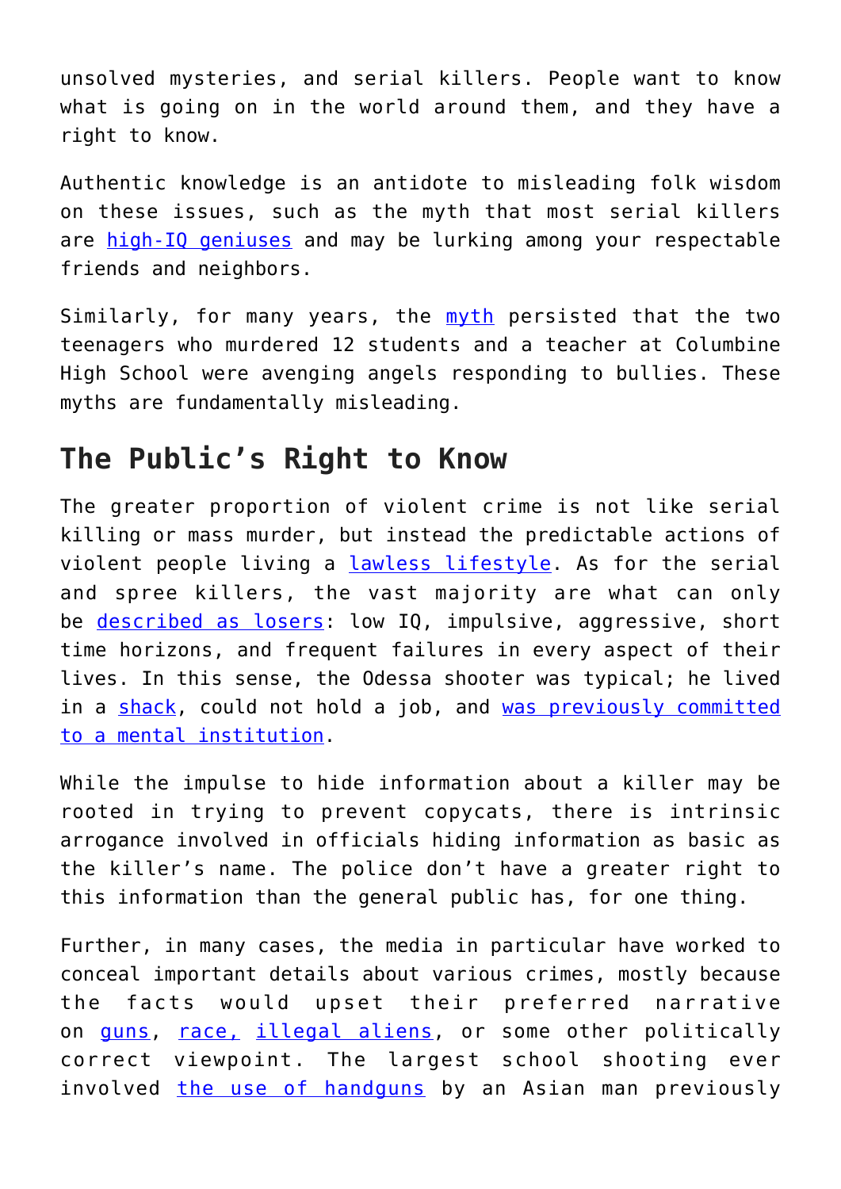unsolved mysteries, and serial killers. People want to know what is going on in the world around them, and they have a right to know.

Authentic knowledge is an antidote to misleading folk wisdom on these issues, such as the myth that most serial killers are [high-IQ geniuses]() and may be lurking among your respectable friends and neighbors.

Similarly, for many years, the [myth]() persisted that the two teenagers who murdered 12 students and a teacher at Columbine High School were avenging angels responding to bullies. These myths are fundamentally misleading.

## The Public's Right to Know

The greater proportion of violent crime is not like serial killing or mass murder, but instead the predictable actions of violent people living a [lawless lifestyle](). As for the serial and spree killers, the vast majority are what can only be [described as losers](): low IQ, impulsive, aggressive, short time horizons, and frequent failures in every aspect of their lives. In this sense, the Odessa shooter was typical; he lived in a [shack](), could not hold a job, and [was previously committed to a mental institution]().

While the impulse to hide information about a killer may be rooted in trying to prevent copycats, there is intrinsic arrogance involved in officials hiding information as basic as the killer's name. The police don't have a greater right to this information than the general public has, for one thing.

Further, in many cases, the media in particular have worked to conceal important details about various crimes, mostly because the facts would upset their preferred narrative on [guns](), [race,]() [illegal aliens](), or some other politically correct viewpoint. The largest school shooting ever involved [the use of handguns]() by an Asian man previously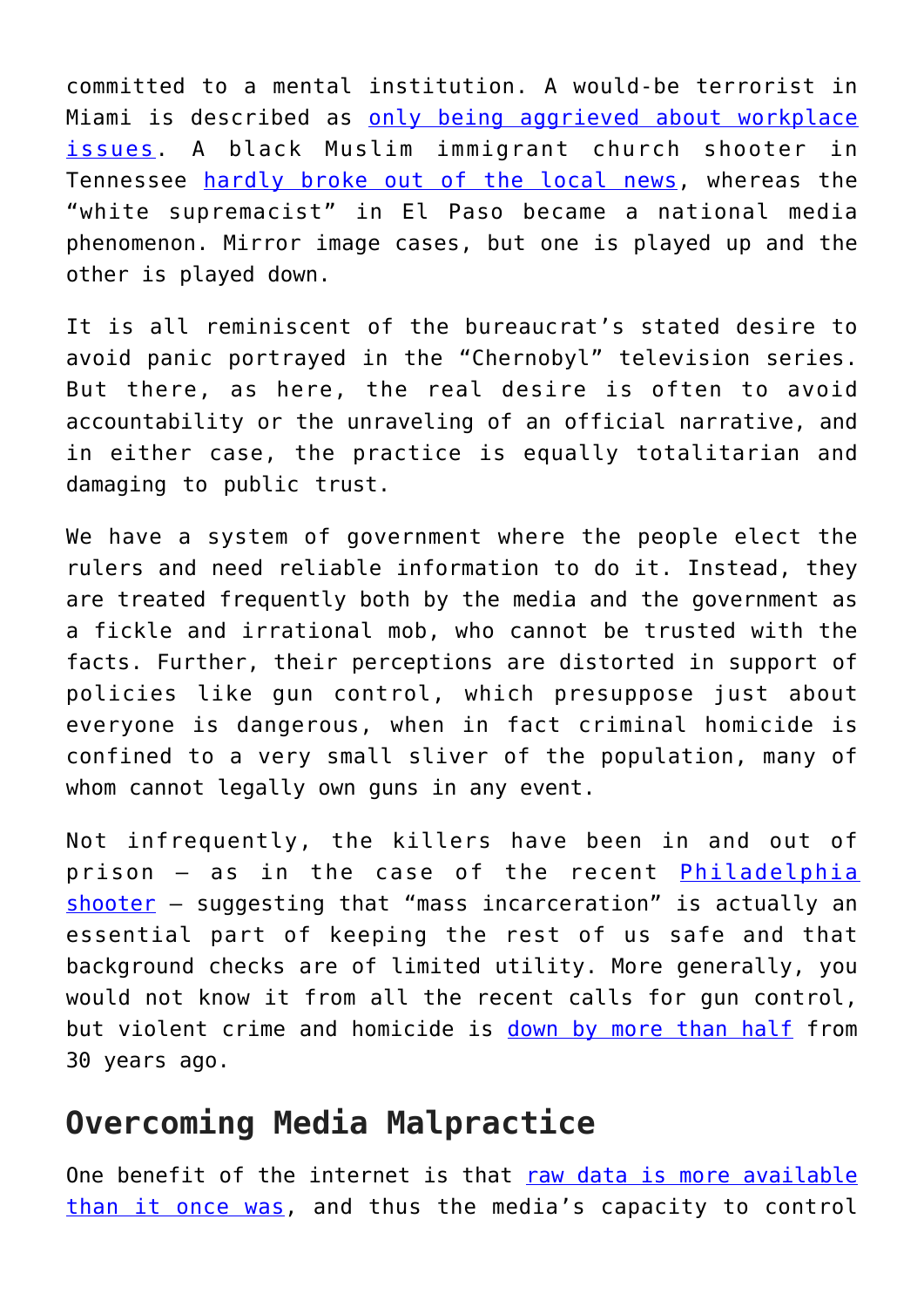committed to a mental institution. A would-be terrorist in Miami is described as only being aggrieved about workplace issues. A black Muslim immigrant church shooter in Tennessee hardly broke out of the local news, whereas the "white supremacist" in El Paso became a national media phenomenon. Mirror image cases, but one is played up and the other is played down.

It is all reminiscent of the bureaucrat's stated desire to avoid panic portrayed in the "Chernobyl" television series. But there, as here, the real desire is often to avoid accountability or the unraveling of an official narrative, and in either case, the practice is equally totalitarian and damaging to public trust.

We have a system of government where the people elect the rulers and need reliable information to do it. Instead, they are treated frequently both by the media and the government as a fickle and irrational mob, who cannot be trusted with the facts. Further, their perceptions are distorted in support of policies like gun control, which presuppose just about everyone is dangerous, when in fact criminal homicide is confined to a very small sliver of the population, many of whom cannot legally own guns in any event.

Not infrequently, the killers have been in and out of prison – as in the case of the recent Philadelphia shooter – suggesting that "mass incarceration" is actually an essential part of keeping the rest of us safe and that background checks are of limited utility. More generally, you would not know it from all the recent calls for gun control, but violent crime and homicide is down by more than half from 30 years ago.

## Overcoming Media Malpractice

One benefit of the internet is that raw data is more available than it once was, and thus the media's capacity to control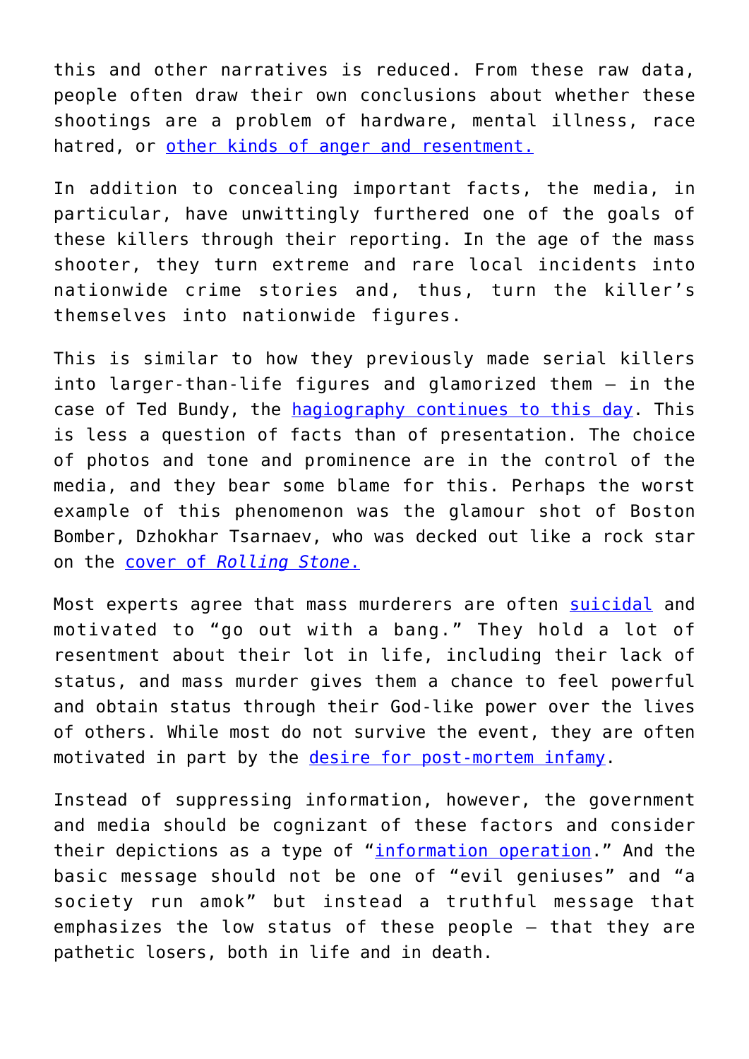this and other narratives is reduced. From these raw data, people often draw their own conclusions about whether these shootings are a problem of hardware, mental illness, race hatred, or other kinds of anger and resentment.

In addition to concealing important facts, the media, in particular, have unwittingly furthered one of the goals of these killers through their reporting. In the age of the mass shooter, they turn extreme and rare local incidents into nationwide crime stories and, thus, turn the killer's themselves into nationwide figures.

This is similar to how they previously made serial killers into larger-than-life figures and glamorized them – in the case of Ted Bundy, the hagiography continues to this day. This is less a question of facts than of presentation. The choice of photos and tone and prominence are in the control of the media, and they bear some blame for this. Perhaps the worst example of this phenomenon was the glamour shot of Boston Bomber, Dzhokhar Tsarnaev, who was decked out like a rock star on the cover of *Rolling Stone.*

Most experts agree that mass murderers are often suicidal and motivated to "go out with a bang." They hold a lot of resentment about their lot in life, including their lack of status, and mass murder gives them a chance to feel powerful and obtain status through their God-like power over the lives of others. While most do not survive the event, they are often motivated in part by the desire for post-mortem infamy.

Instead of suppressing information, however, the government and media should be cognizant of these factors and consider their depictions as a type of "information operation." And the basic message should not be one of "evil geniuses" and "a society run amok" but instead a truthful message that emphasizes the low status of these people – that they are pathetic losers, both in life and in death.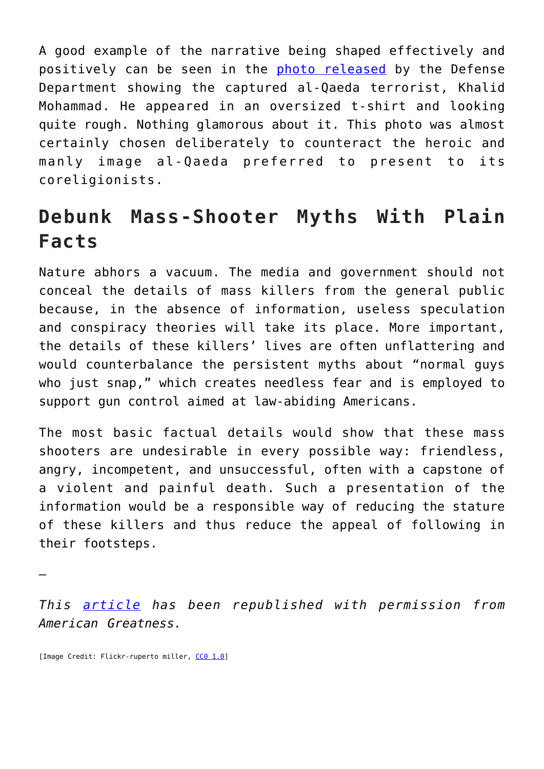A good example of the narrative being shaped effectively and positively can be seen in the [photo released](#) by the Defense Department showing the captured al-Qaeda terrorist, Khalid Mohammad. He appeared in an oversized t-shirt and looking quite rough. Nothing glamorous about it. This photo was almost certainly chosen deliberately to counteract the heroic and manly image al-Qaeda preferred to present to its coreligionists.

## Debunk Mass-Shooter Myths With Plain Facts

Nature abhors a vacuum. The media and government should not conceal the details of mass killers from the general public because, in the absence of information, useless speculation and conspiracy theories will take its place. More important, the details of these killers' lives are often unflattering and would counterbalance the persistent myths about "normal guys who just snap," which creates needless fear and is employed to support gun control aimed at law-abiding Americans.

The most basic factual details would show that these mass shooters are undesirable in every possible way: friendless, angry, incompetent, and unsuccessful, often with a capstone of a violent and painful death. Such a presentation of the information would be a responsible way of reducing the stature of these killers and thus reduce the appeal of following in their footsteps.

—

*This [article](#) has been republished with permission from American Greatness.*

[Image Credit: Flickr-ruperto miller, [CC0 1.0](#)]